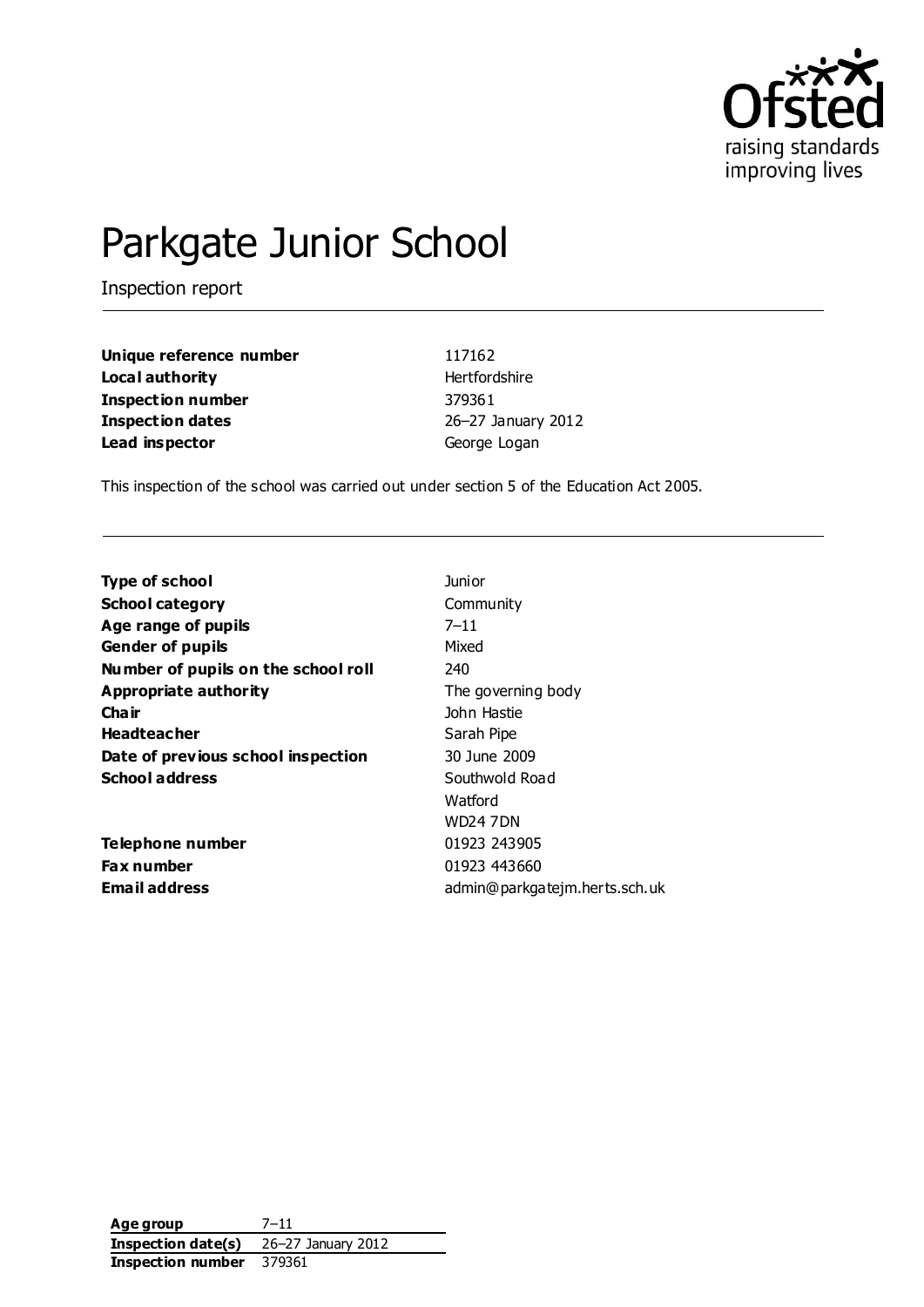# Parkgate Junior School

Inspection report

| | |
|---|---|
| **Unique reference number** | 117162 |
| **Local authority** | Hertfordshire |
| **Inspection number** | 379361 |
| **Inspection dates** | 26–27 January 2012 |
| **Lead inspector** | George Logan |

This inspection of the school was carried out under section 5 of the Education Act 2005.

| | |
|---|---|
| **Type of school** | Junior |
| **School category** | Community |
| **Age range of pupils** | 7–11 |
| **Gender of pupils** | Mixed |
| **Number of pupils on the school roll** | 240 |
| **Appropriate authority** | The governing body |
| **Chair** | John Hastie |
| **Headteacher** | Sarah Pipe |
| **Date of previous school inspection** | 30 June 2009 |
| **School address** | Southwold Road<br>Watford<br>WD24 7DN |
| **Telephone number** | 01923 243905 |
| **Fax number** | 01923 443660 |
| **Email address** | admin@parkgatejm.herts.sch.uk |

| | |
|---|---|
| **Age group** | 7–11 |
| **Inspection date(s)** | 26–27 January 2012 |
| **Inspection number** | 379361 |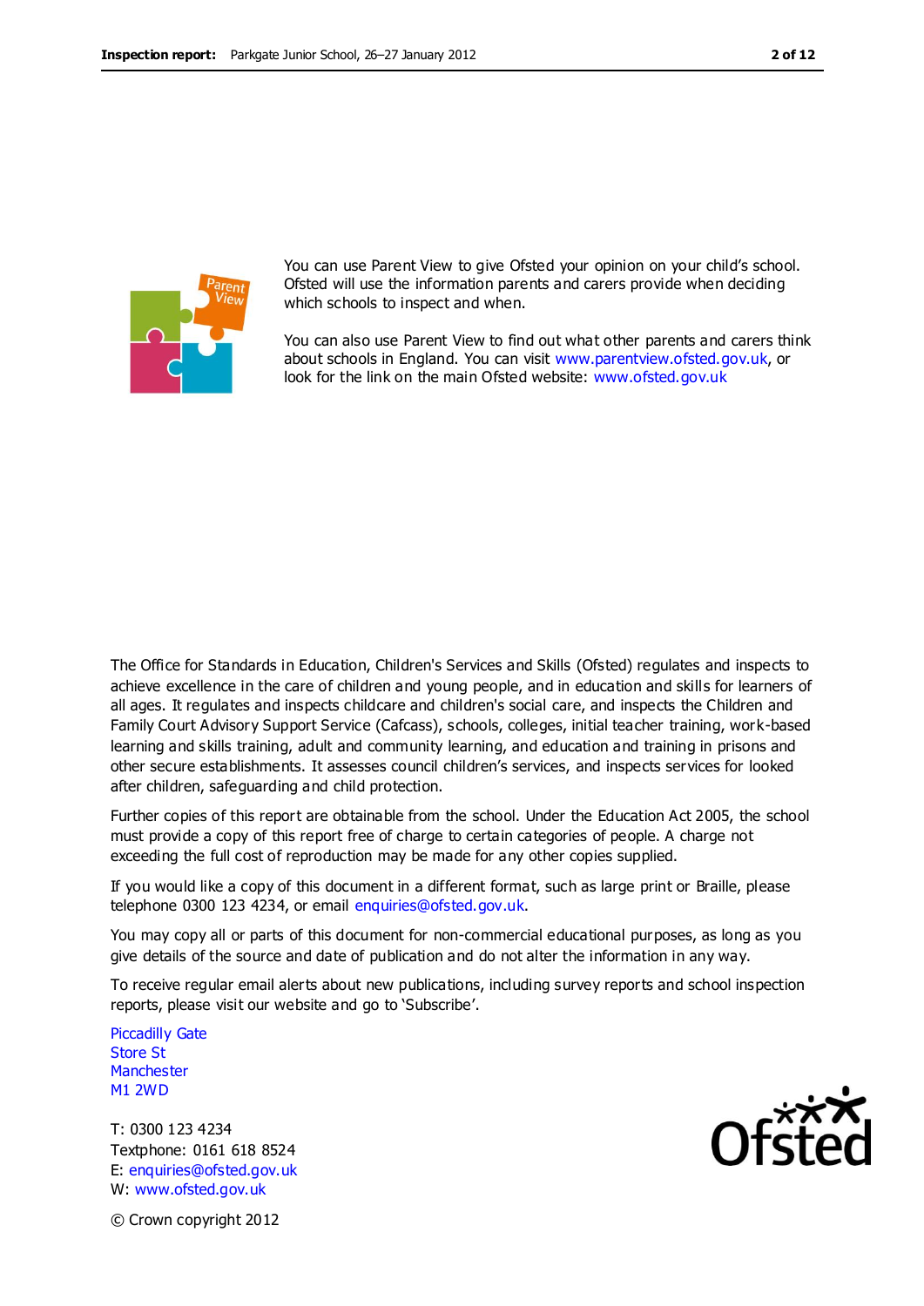You can use Parent View to give Ofsted your opinion on your child's school. Ofsted will use the information parents and carers provide when deciding which schools to inspect and when.

You can also use Parent View to find out what other parents and carers think about schools in England. You can visit www.parentview.ofsted.gov.uk, or look for the link on the main Ofsted website: www.ofsted.gov.uk

The Office for Standards in Education, Children's Services and Skills (Ofsted) regulates and inspects to achieve excellence in the care of children and young people, and in education and skills for learners of all ages. It regulates and inspects childcare and children's social care, and inspects the Children and Family Court Advisory Support Service (Cafcass), schools, colleges, initial teacher training, work-based learning and skills training, adult and community learning, and education and training in prisons and other secure establishments. It assesses council children's services, and inspects services for looked after children, safeguarding and child protection.

Further copies of this report are obtainable from the school. Under the Education Act 2005, the school must provide a copy of this report free of charge to certain categories of people. A charge not exceeding the full cost of reproduction may be made for any other copies supplied.

If you would like a copy of this document in a different format, such as large print or Braille, please telephone 0300 123 4234, or email enquiries@ofsted.gov.uk.

You may copy all or parts of this document for non-commercial educational purposes, as long as you give details of the source and date of publication and do not alter the information in any way.

To receive regular email alerts about new publications, including survey reports and school inspection reports, please visit our website and go to 'Subscribe'.

Piccadilly Gate
Store St
Manchester
M1 2WD

T: 0300 123 4234
Textphone: 0161 618 8524
E: enquiries@ofsted.gov.uk
W: www.ofsted.gov.uk

© Crown copyright 2012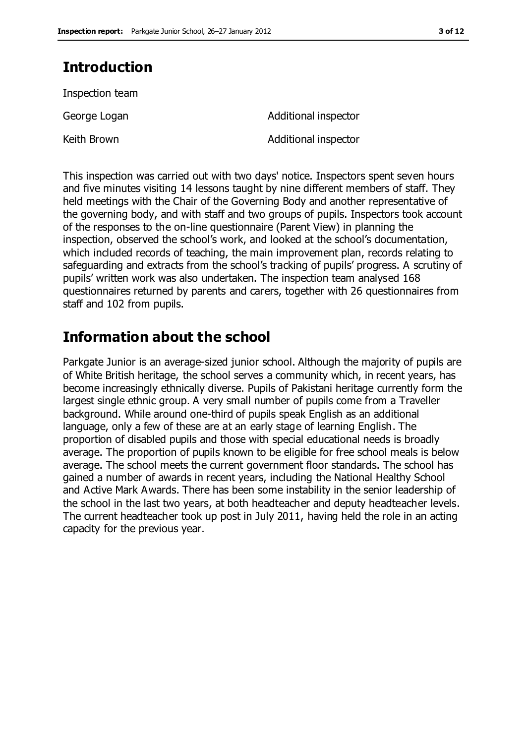## Introduction

Inspection team

| | |
|---|---|
| George Logan | Additional inspector |
| Keith Brown | Additional inspector |

This inspection was carried out with two days' notice. Inspectors spent seven hours and five minutes visiting 14 lessons taught by nine different members of staff. They held meetings with the Chair of the Governing Body and another representative of the governing body, and with staff and two groups of pupils. Inspectors took account of the responses to the on-line questionnaire (Parent View) in planning the inspection, observed the school's work, and looked at the school's documentation, which included records of teaching, the main improvement plan, records relating to safeguarding and extracts from the school's tracking of pupils' progress. A scrutiny of pupils' written work was also undertaken. The inspection team analysed 168 questionnaires returned by parents and carers, together with 26 questionnaires from staff and 102 from pupils.

## Information about the school

Parkgate Junior is an average-sized junior school. Although the majority of pupils are of White British heritage, the school serves a community which, in recent years, has become increasingly ethnically diverse. Pupils of Pakistani heritage currently form the largest single ethnic group. A very small number of pupils come from a Traveller background. While around one-third of pupils speak English as an additional language, only a few of these are at an early stage of learning English. The proportion of disabled pupils and those with special educational needs is broadly average. The proportion of pupils known to be eligible for free school meals is below average. The school meets the current government floor standards. The school has gained a number of awards in recent years, including the National Healthy School and Active Mark Awards. There has been some instability in the senior leadership of the school in the last two years, at both headteacher and deputy headteacher levels. The current headteacher took up post in July 2011, having held the role in an acting capacity for the previous year.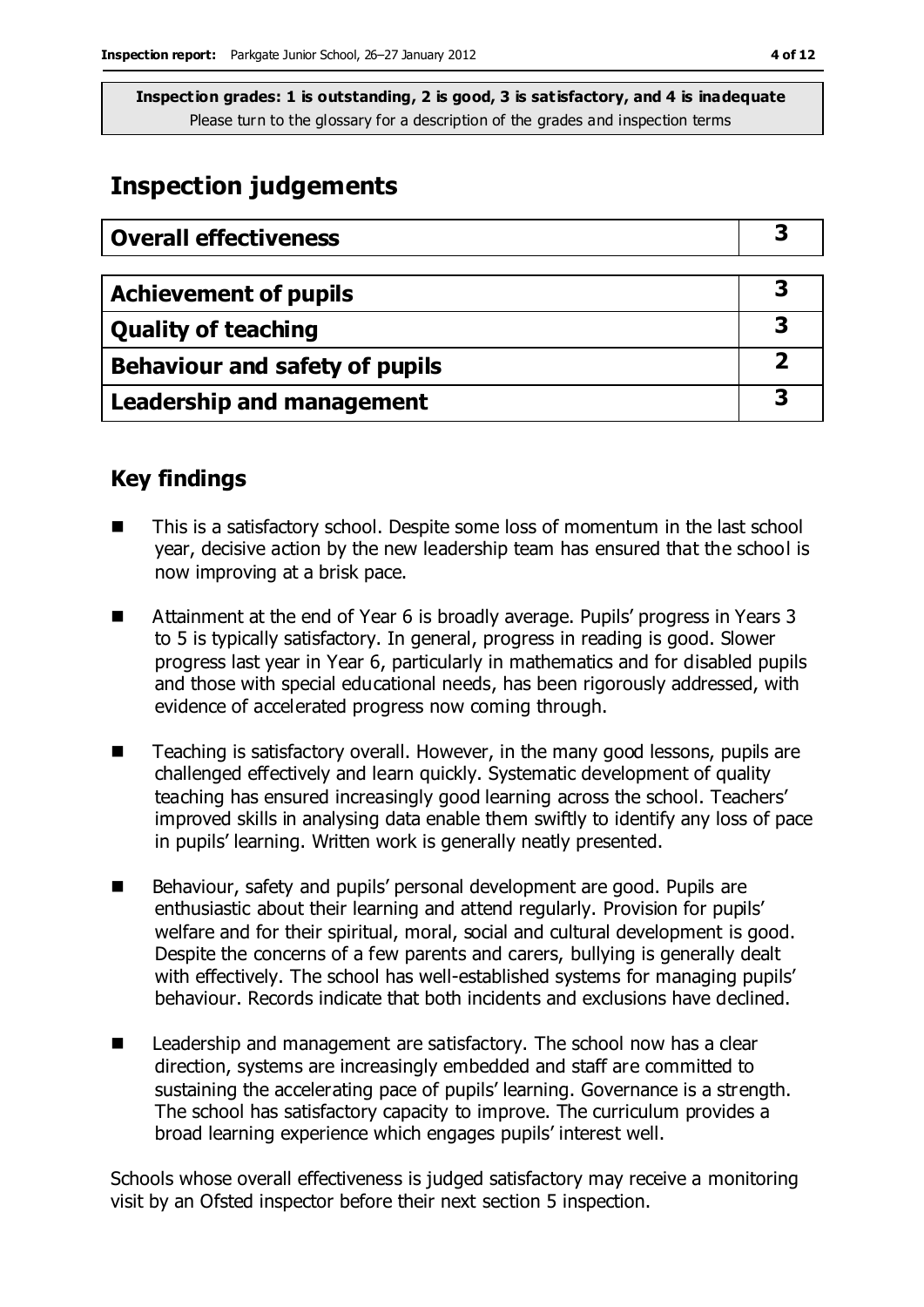**Inspection grades: 1 is outstanding, 2 is good, 3 is satisfactory, and 4 is inadequate**
Please turn to the glossary for a description of the grades and inspection terms

# Inspection judgements

| Overall effectiveness | 3 |
|---|---|

| Achievement of pupils | 3 |
|---|---|
| Quality of teaching | 3 |
| Behaviour and safety of pupils | 2 |
| Leadership and management | 3 |

## Key findings

- This is a satisfactory school. Despite some loss of momentum in the last school year, decisive action by the new leadership team has ensured that the school is now improving at a brisk pace.
- Attainment at the end of Year 6 is broadly average. Pupils' progress in Years 3 to 5 is typically satisfactory. In general, progress in reading is good. Slower progress last year in Year 6, particularly in mathematics and for disabled pupils and those with special educational needs, has been rigorously addressed, with evidence of accelerated progress now coming through.
- Teaching is satisfactory overall. However, in the many good lessons, pupils are challenged effectively and learn quickly. Systematic development of quality teaching has ensured increasingly good learning across the school. Teachers' improved skills in analysing data enable them swiftly to identify any loss of pace in pupils' learning. Written work is generally neatly presented.
- Behaviour, safety and pupils' personal development are good. Pupils are enthusiastic about their learning and attend regularly. Provision for pupils' welfare and for their spiritual, moral, social and cultural development is good. Despite the concerns of a few parents and carers, bullying is generally dealt with effectively. The school has well-established systems for managing pupils' behaviour. Records indicate that both incidents and exclusions have declined.
- Leadership and management are satisfactory. The school now has a clear direction, systems are increasingly embedded and staff are committed to sustaining the accelerating pace of pupils' learning. Governance is a strength. The school has satisfactory capacity to improve. The curriculum provides a broad learning experience which engages pupils' interest well.

Schools whose overall effectiveness is judged satisfactory may receive a monitoring visit by an Ofsted inspector before their next section 5 inspection.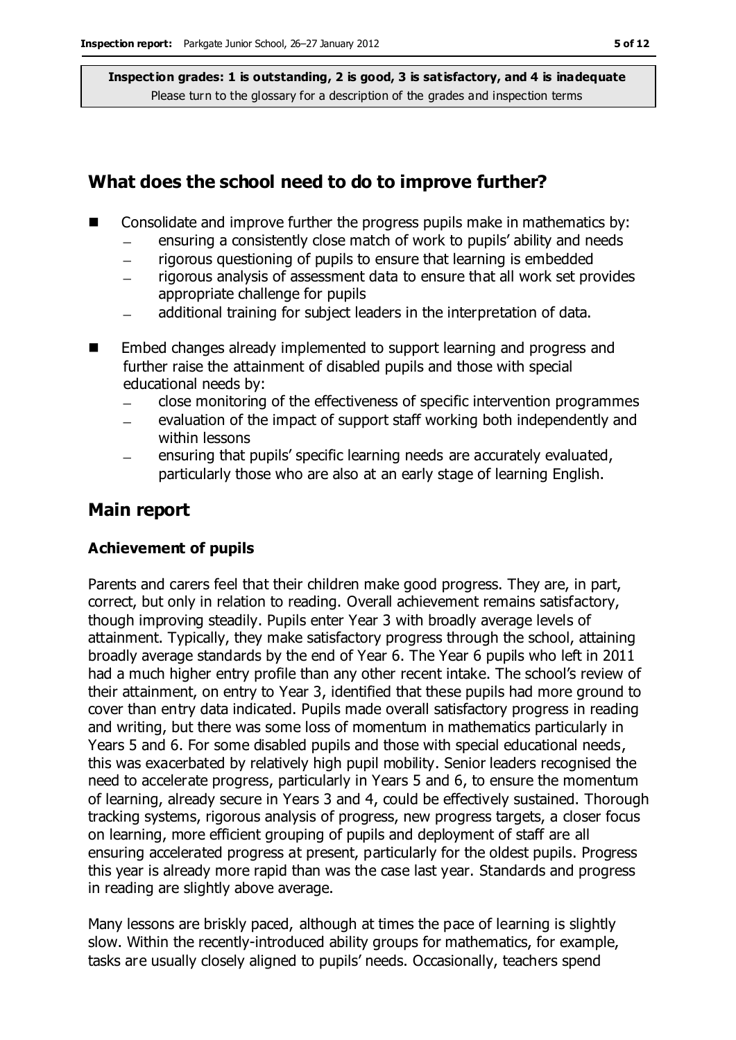## What does the school need to do to improve further?

- Consolidate and improve further the progress pupils make in mathematics by:
  - ensuring a consistently close match of work to pupils' ability and needs
  - rigorous questioning of pupils to ensure that learning is embedded
  - rigorous analysis of assessment data to ensure that all work set provides appropriate challenge for pupils
  - additional training for subject leaders in the interpretation of data.
- Embed changes already implemented to support learning and progress and further raise the attainment of disabled pupils and those with special educational needs by:
  - close monitoring of the effectiveness of specific intervention programmes
  - evaluation of the impact of support staff working both independently and within lessons
  - ensuring that pupils' specific learning needs are accurately evaluated, particularly those who are also at an early stage of learning English.

## Main report

### Achievement of pupils

Parents and carers feel that their children make good progress. They are, in part, correct, but only in relation to reading. Overall achievement remains satisfactory, though improving steadily. Pupils enter Year 3 with broadly average levels of attainment. Typically, they make satisfactory progress through the school, attaining broadly average standards by the end of Year 6. The Year 6 pupils who left in 2011 had a much higher entry profile than any other recent intake. The school's review of their attainment, on entry to Year 3, identified that these pupils had more ground to cover than entry data indicated. Pupils made overall satisfactory progress in reading and writing, but there was some loss of momentum in mathematics particularly in Years 5 and 6. For some disabled pupils and those with special educational needs, this was exacerbated by relatively high pupil mobility. Senior leaders recognised the need to accelerate progress, particularly in Years 5 and 6, to ensure the momentum of learning, already secure in Years 3 and 4, could be effectively sustained. Thorough tracking systems, rigorous analysis of progress, new progress targets, a closer focus on learning, more efficient grouping of pupils and deployment of staff are all ensuring accelerated progress at present, particularly for the oldest pupils. Progress this year is already more rapid than was the case last year. Standards and progress in reading are slightly above average.

Many lessons are briskly paced, although at times the pace of learning is slightly slow. Within the recently-introduced ability groups for mathematics, for example, tasks are usually closely aligned to pupils' needs. Occasionally, teachers spend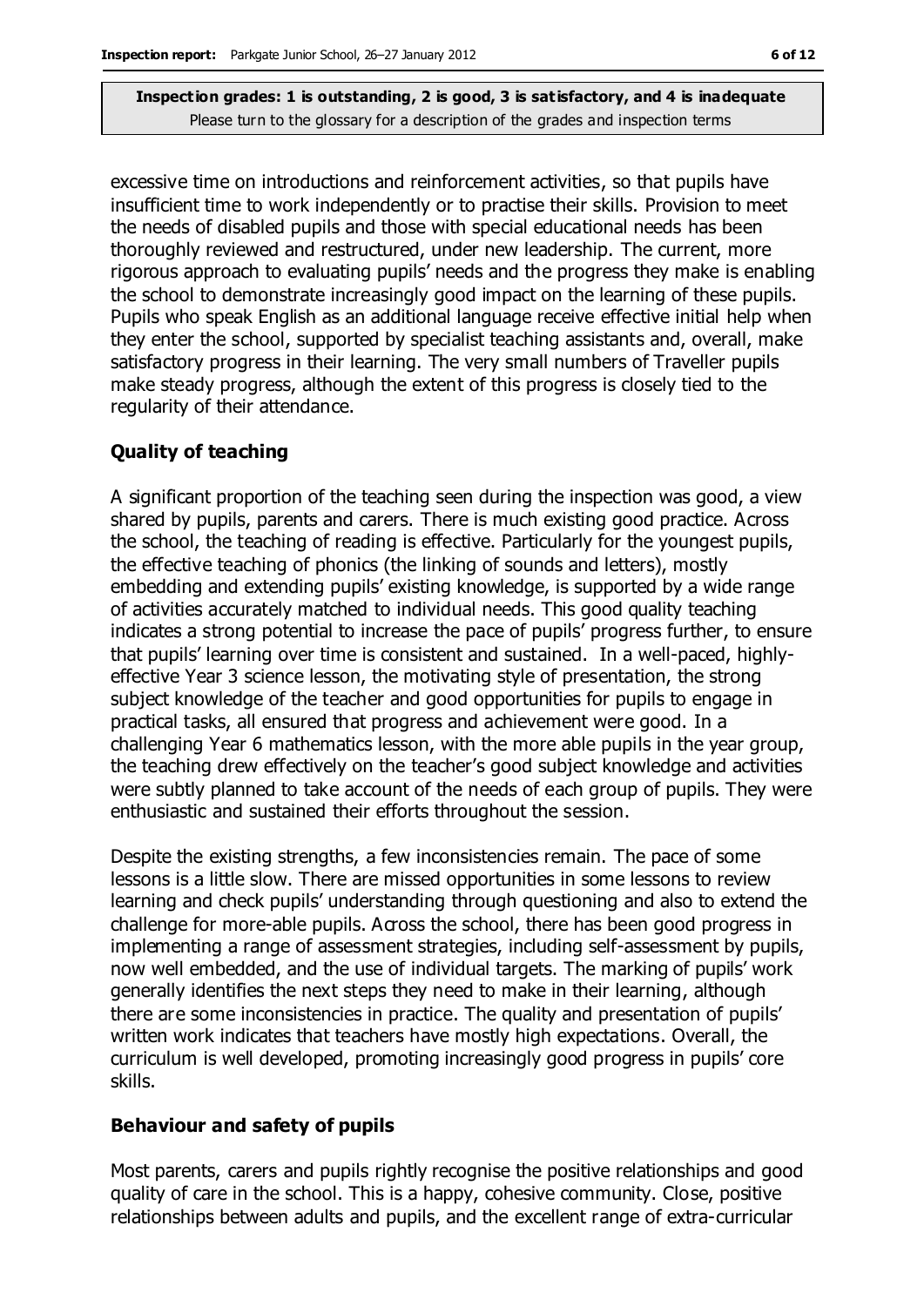excessive time on introductions and reinforcement activities, so that pupils have insufficient time to work independently or to practise their skills. Provision to meet the needs of disabled pupils and those with special educational needs has been thoroughly reviewed and restructured, under new leadership. The current, more rigorous approach to evaluating pupils' needs and the progress they make is enabling the school to demonstrate increasingly good impact on the learning of these pupils. Pupils who speak English as an additional language receive effective initial help when they enter the school, supported by specialist teaching assistants and, overall, make satisfactory progress in their learning. The very small numbers of Traveller pupils make steady progress, although the extent of this progress is closely tied to the regularity of their attendance.

### Quality of teaching

A significant proportion of the teaching seen during the inspection was good, a view shared by pupils, parents and carers. There is much existing good practice. Across the school, the teaching of reading is effective. Particularly for the youngest pupils, the effective teaching of phonics (the linking of sounds and letters), mostly embedding and extending pupils' existing knowledge, is supported by a wide range of activities accurately matched to individual needs. This good quality teaching indicates a strong potential to increase the pace of pupils' progress further, to ensure that pupils' learning over time is consistent and sustained. In a well-paced, highly-effective Year 3 science lesson, the motivating style of presentation, the strong subject knowledge of the teacher and good opportunities for pupils to engage in practical tasks, all ensured that progress and achievement were good. In a challenging Year 6 mathematics lesson, with the more able pupils in the year group, the teaching drew effectively on the teacher's good subject knowledge and activities were subtly planned to take account of the needs of each group of pupils. They were enthusiastic and sustained their efforts throughout the session.

Despite the existing strengths, a few inconsistencies remain. The pace of some lessons is a little slow. There are missed opportunities in some lessons to review learning and check pupils' understanding through questioning and also to extend the challenge for more-able pupils. Across the school, there has been good progress in implementing a range of assessment strategies, including self-assessment by pupils, now well embedded, and the use of individual targets. The marking of pupils' work generally identifies the next steps they need to make in their learning, although there are some inconsistencies in practice. The quality and presentation of pupils' written work indicates that teachers have mostly high expectations. Overall, the curriculum is well developed, promoting increasingly good progress in pupils' core skills.

### Behaviour and safety of pupils

Most parents, carers and pupils rightly recognise the positive relationships and good quality of care in the school. This is a happy, cohesive community. Close, positive relationships between adults and pupils, and the excellent range of extra-curricular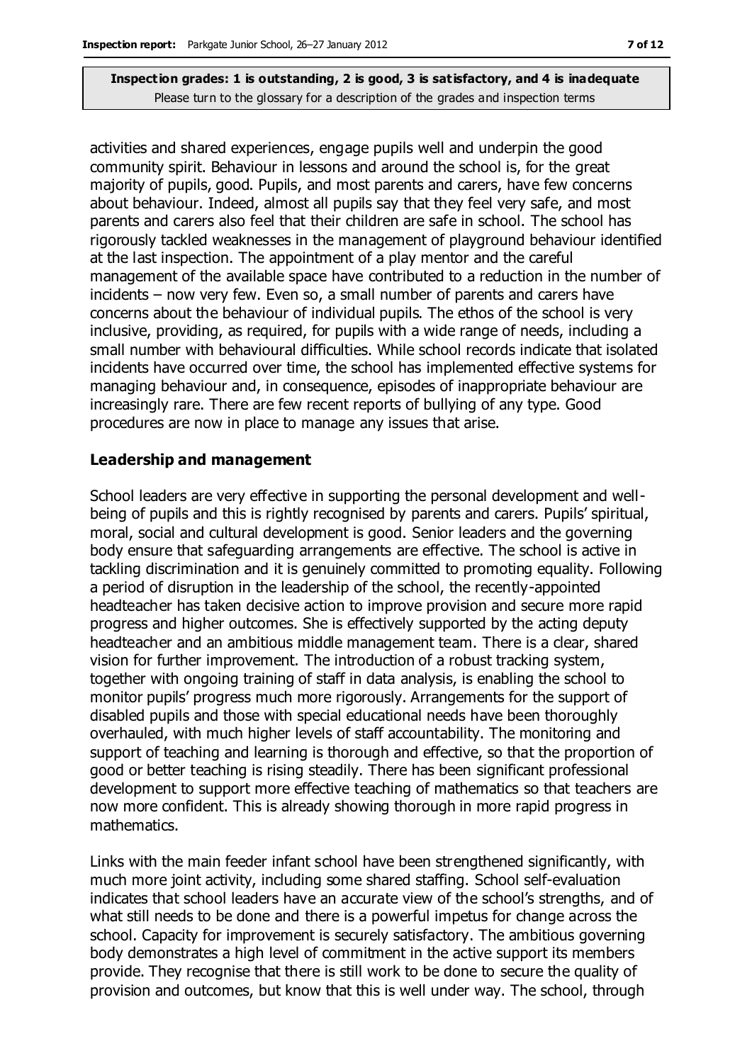activities and shared experiences, engage pupils well and underpin the good community spirit. Behaviour in lessons and around the school is, for the great majority of pupils, good. Pupils, and most parents and carers, have few concerns about behaviour. Indeed, almost all pupils say that they feel very safe, and most parents and carers also feel that their children are safe in school. The school has rigorously tackled weaknesses in the management of playground behaviour identified at the last inspection. The appointment of a play mentor and the careful management of the available space have contributed to a reduction in the number of incidents – now very few. Even so, a small number of parents and carers have concerns about the behaviour of individual pupils. The ethos of the school is very inclusive, providing, as required, for pupils with a wide range of needs, including a small number with behavioural difficulties. While school records indicate that isolated incidents have occurred over time, the school has implemented effective systems for managing behaviour and, in consequence, episodes of inappropriate behaviour are increasingly rare. There are few recent reports of bullying of any type. Good procedures are now in place to manage any issues that arise.

### Leadership and management

School leaders are very effective in supporting the personal development and well-being of pupils and this is rightly recognised by parents and carers. Pupils' spiritual, moral, social and cultural development is good. Senior leaders and the governing body ensure that safeguarding arrangements are effective. The school is active in tackling discrimination and it is genuinely committed to promoting equality. Following a period of disruption in the leadership of the school, the recently-appointed headteacher has taken decisive action to improve provision and secure more rapid progress and higher outcomes. She is effectively supported by the acting deputy headteacher and an ambitious middle management team. There is a clear, shared vision for further improvement. The introduction of a robust tracking system, together with ongoing training of staff in data analysis, is enabling the school to monitor pupils' progress much more rigorously. Arrangements for the support of disabled pupils and those with special educational needs have been thoroughly overhauled, with much higher levels of staff accountability. The monitoring and support of teaching and learning is thorough and effective, so that the proportion of good or better teaching is rising steadily. There has been significant professional development to support more effective teaching of mathematics so that teachers are now more confident. This is already showing thorough in more rapid progress in mathematics.

Links with the main feeder infant school have been strengthened significantly, with much more joint activity, including some shared staffing. School self-evaluation indicates that school leaders have an accurate view of the school's strengths, and of what still needs to be done and there is a powerful impetus for change across the school. Capacity for improvement is securely satisfactory. The ambitious governing body demonstrates a high level of commitment in the active support its members provide. They recognise that there is still work to be done to secure the quality of provision and outcomes, but know that this is well under way. The school, through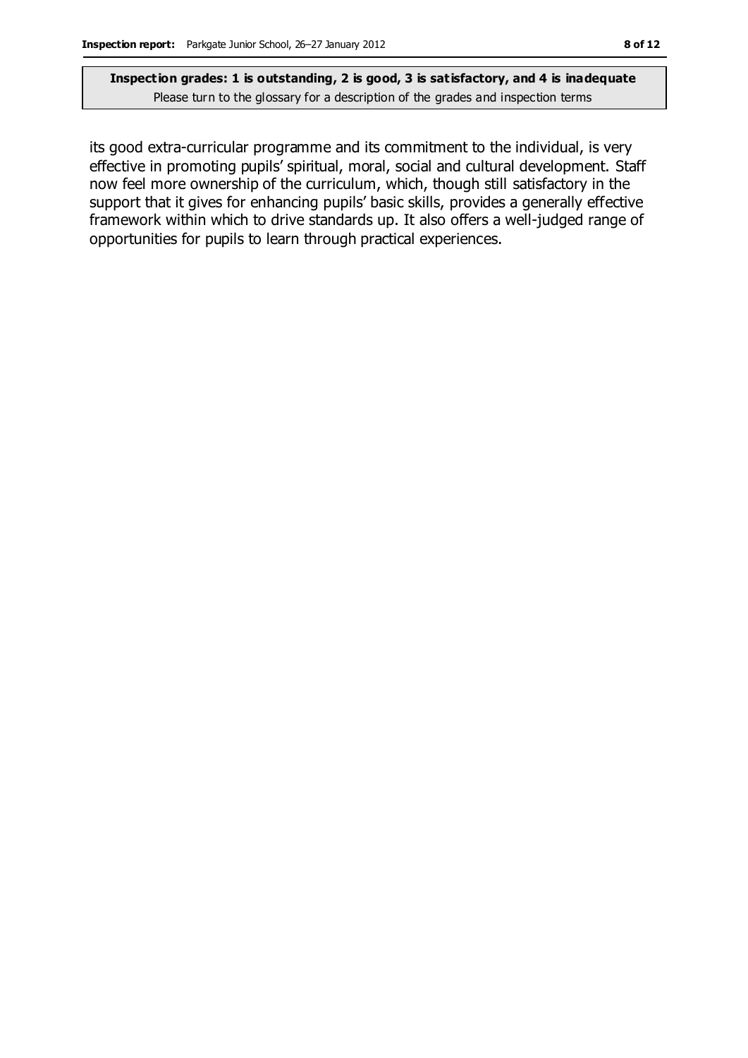its good extra-curricular programme and its commitment to the individual, is very effective in promoting pupils' spiritual, moral, social and cultural development. Staff now feel more ownership of the curriculum, which, though still satisfactory in the support that it gives for enhancing pupils' basic skills, provides a generally effective framework within which to drive standards up. It also offers a well-judged range of opportunities for pupils to learn through practical experiences.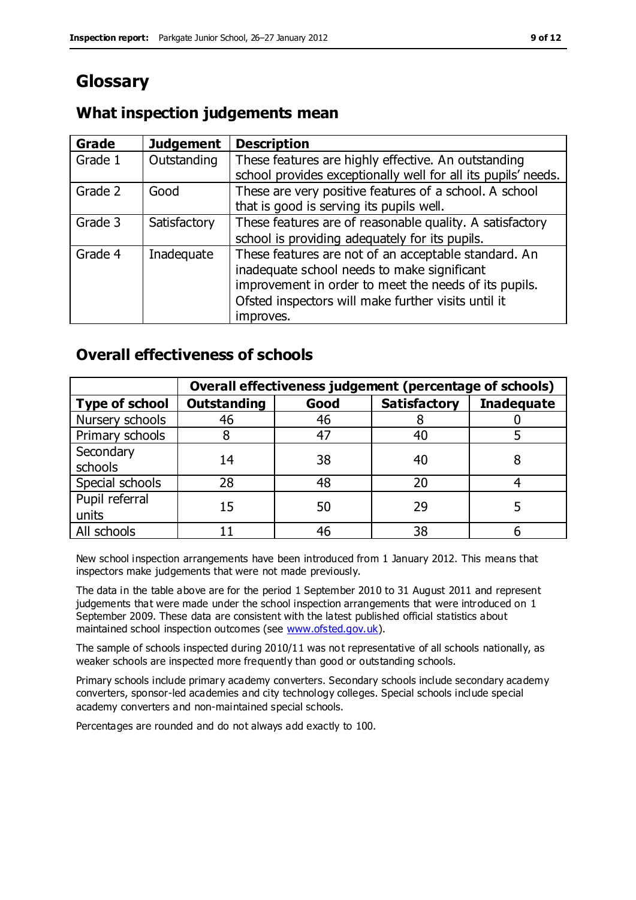# Glossary

## What inspection judgements mean

| Grade | Judgement | Description |
|---|---|---|
| Grade 1 | Outstanding | These features are highly effective. An outstanding school provides exceptionally well for all its pupils' needs. |
| Grade 2 | Good | These are very positive features of a school. A school that is good is serving its pupils well. |
| Grade 3 | Satisfactory | These features are of reasonable quality. A satisfactory school is providing adequately for its pupils. |
| Grade 4 | Inadequate | These features are not of an acceptable standard. An inadequate school needs to make significant improvement in order to meet the needs of its pupils. Ofsted inspectors will make further visits until it improves. |

## Overall effectiveness of schools

| | Overall effectiveness judgement (percentage of schools) | | | |
|---|---|---|---|---|
| **Type of school** | **Outstanding** | **Good** | **Satisfactory** | **Inadequate** |
| Nursery schools | 46 | 46 | 8 | 0 |
| Primary schools | 8 | 47 | 40 | 5 |
| Secondary schools | 14 | 38 | 40 | 8 |
| Special schools | 28 | 48 | 20 | 4 |
| Pupil referral units | 15 | 50 | 29 | 5 |
| All schools | 11 | 46 | 38 | 6 |

New school inspection arrangements have been introduced from 1 January 2012. This means that inspectors make judgements that were not made previously.

The data in the table above are for the period 1 September 2010 to 31 August 2011 and represent judgements that were made under the school inspection arrangements that were introduced on 1 September 2009. These data are consistent with the latest published official statistics about maintained school inspection outcomes (see www.ofsted.gov.uk).

The sample of schools inspected during 2010/11 was not representative of all schools nationally, as weaker schools are inspected more frequently than good or outstanding schools.

Primary schools include primary academy converters. Secondary schools include secondary academy converters, sponsor-led academies and city technology colleges. Special schools include special academy converters and non-maintained special schools.

Percentages are rounded and do not always add exactly to 100.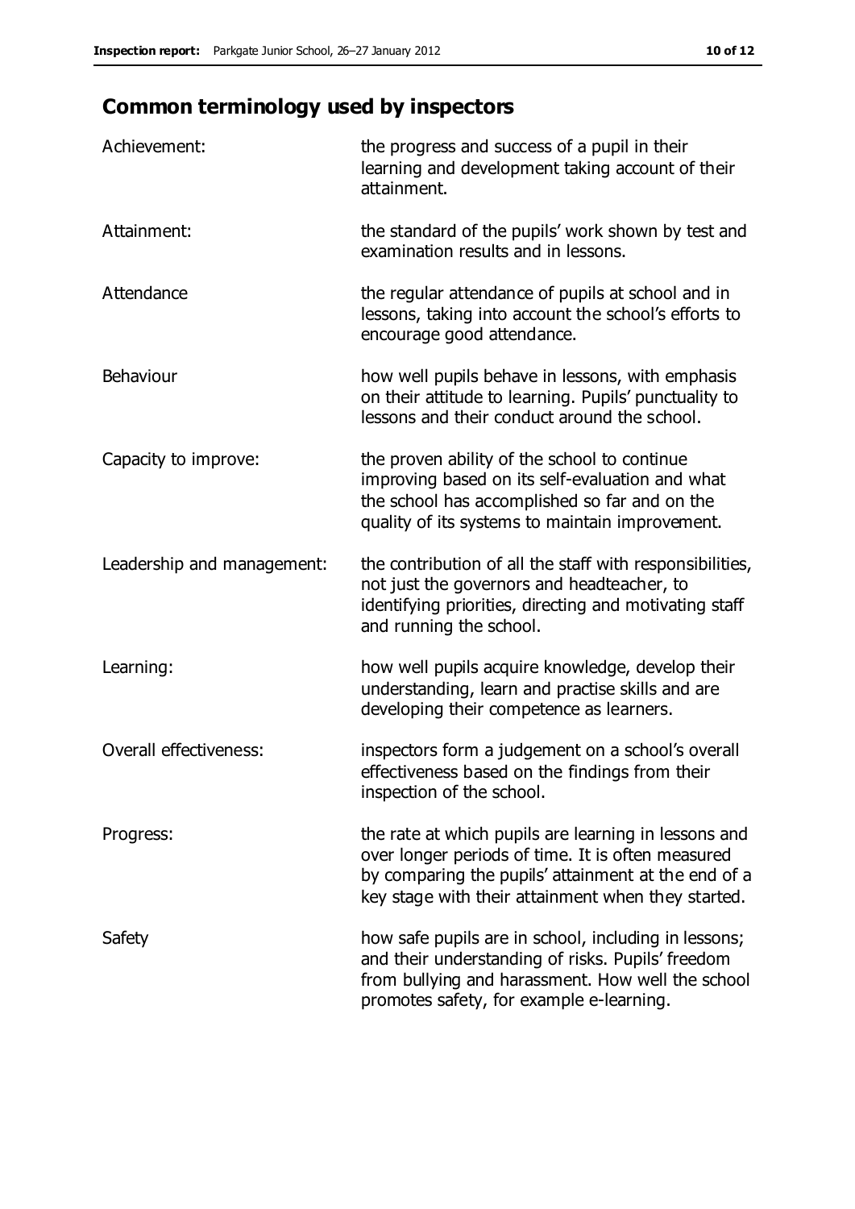## Common terminology used by inspectors

| | |
|---|---|
| Achievement: | the progress and success of a pupil in their learning and development taking account of their attainment. |
| Attainment: | the standard of the pupils' work shown by test and examination results and in lessons. |
| Attendance | the regular attendance of pupils at school and in lessons, taking into account the school's efforts to encourage good attendance. |
| Behaviour | how well pupils behave in lessons, with emphasis on their attitude to learning. Pupils' punctuality to lessons and their conduct around the school. |
| Capacity to improve: | the proven ability of the school to continue improving based on its self-evaluation and what the school has accomplished so far and on the quality of its systems to maintain improvement. |
| Leadership and management: | the contribution of all the staff with responsibilities, not just the governors and headteacher, to identifying priorities, directing and motivating staff and running the school. |
| Learning: | how well pupils acquire knowledge, develop their understanding, learn and practise skills and are developing their competence as learners. |
| Overall effectiveness: | inspectors form a judgement on a school's overall effectiveness based on the findings from their inspection of the school. |
| Progress: | the rate at which pupils are learning in lessons and over longer periods of time. It is often measured by comparing the pupils' attainment at the end of a key stage with their attainment when they started. |
| Safety | how safe pupils are in school, including in lessons; and their understanding of risks. Pupils' freedom from bullying and harassment. How well the school promotes safety, for example e-learning. |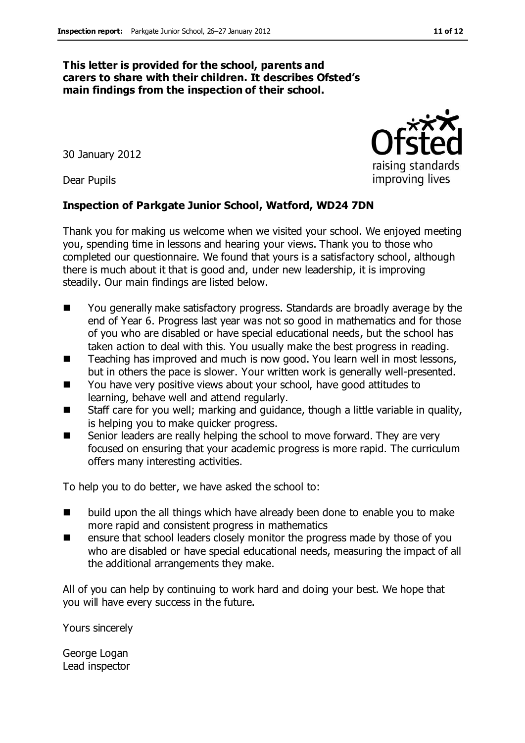**This letter is provided for the school, parents and carers to share with their children. It describes Ofsted's main findings from the inspection of their school.**

30 January 2012

Dear Pupils

**Inspection of Parkgate Junior School, Watford, WD24 7DN**

Thank you for making us welcome when we visited your school. We enjoyed meeting you, spending time in lessons and hearing your views. Thank you to those who completed our questionnaire. We found that yours is a satisfactory school, although there is much about it that is good and, under new leadership, it is improving steadily. Our main findings are listed below.

- You generally make satisfactory progress. Standards are broadly average by the end of Year 6. Progress last year was not so good in mathematics and for those of you who are disabled or have special educational needs, but the school has taken action to deal with this. You usually make the best progress in reading.
- Teaching has improved and much is now good. You learn well in most lessons, but in others the pace is slower. Your written work is generally well-presented.
- You have very positive views about your school, have good attitudes to learning, behave well and attend regularly.
- Staff care for you well; marking and guidance, though a little variable in quality, is helping you to make quicker progress.
- Senior leaders are really helping the school to move forward. They are very focused on ensuring that your academic progress is more rapid. The curriculum offers many interesting activities.

To help you to do better, we have asked the school to:

- build upon the all things which have already been done to enable you to make more rapid and consistent progress in mathematics
- ensure that school leaders closely monitor the progress made by those of you who are disabled or have special educational needs, measuring the impact of all the additional arrangements they make.

All of you can help by continuing to work hard and doing your best. We hope that you will have every success in the future.

Yours sincerely

George Logan
Lead inspector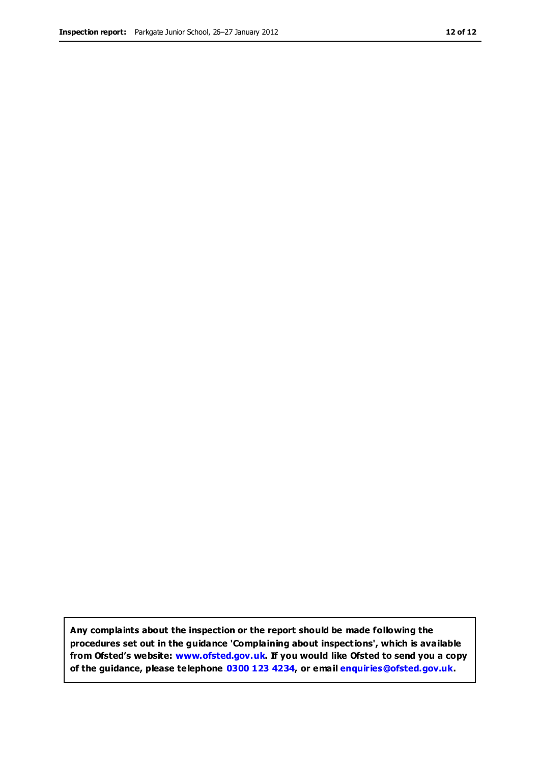**Any complaints about the inspection or the report should be made following the procedures set out in the guidance 'Complaining about inspections', which is available from Ofsted's website: www.ofsted.gov.uk. If you would like Ofsted to send you a copy of the guidance, please telephone 0300 123 4234, or email enquiries@ofsted.gov.uk.**